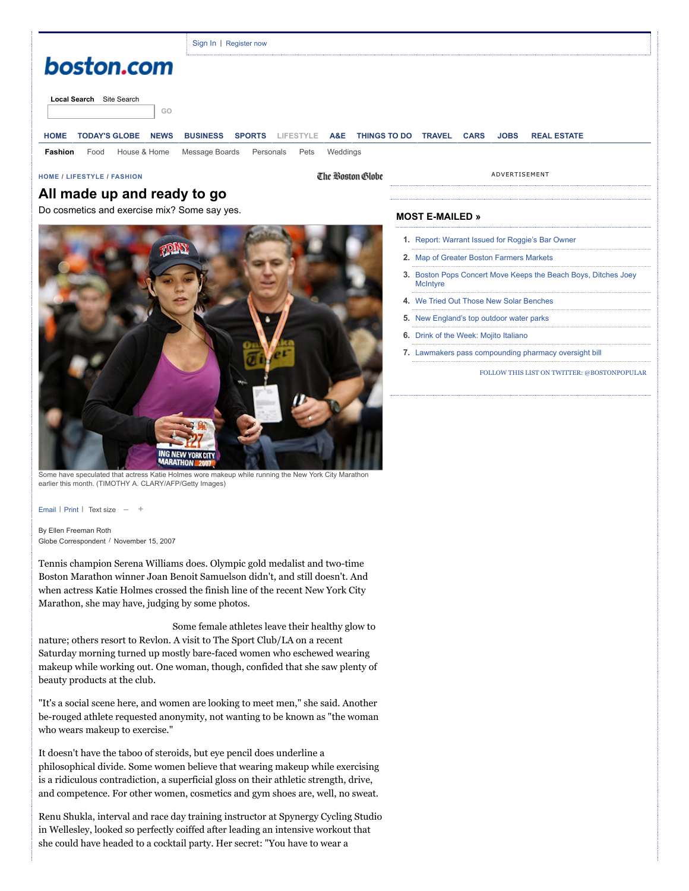# All made up and ready to go

Do cosmetics and exercise mix? Some say yes.

Some have speculated that actress Katie Holmes wore makeup while running the New York City Marathon earlier this month. (TIMOTHY A. CLARY/AFP/Getty Images)

By Ellen Freeman Roth
Globe Correspondent / November 15, 2007

Tennis champion Serena Williams does. Olympic gold medalist and two-time Boston Marathon winner Joan Benoit Samuelson didn't, and still doesn't. And when actress Katie Holmes crossed the finish line of the recent New York City Marathon, she may have, judging by some photos.

Some female athletes leave their healthy glow to nature; others resort to Revlon. A visit to The Sport Club/LA on a recent Saturday morning turned up mostly bare-faced women who eschewed wearing makeup while working out. One woman, though, confided that she saw plenty of beauty products at the club.

"It's a social scene here, and women are looking to meet men," she said. Another be-rouged athlete requested anonymity, not wanting to be known as "the woman who wears makeup to exercise."

It doesn't have the taboo of steroids, but eye pencil does underline a philosophical divide. Some women believe that wearing makeup while exercising is a ridiculous contradiction, a superficial gloss on their athletic strength, drive, and competence. For other women, cosmetics and gym shoes are, well, no sweat.

Renu Shukla, interval and race day training instructor at Spynergy Cycling Studio in Wellesley, looked so perfectly coiffed after leading an intensive workout that she could have headed to a cocktail party. Her secret: "You have to wear a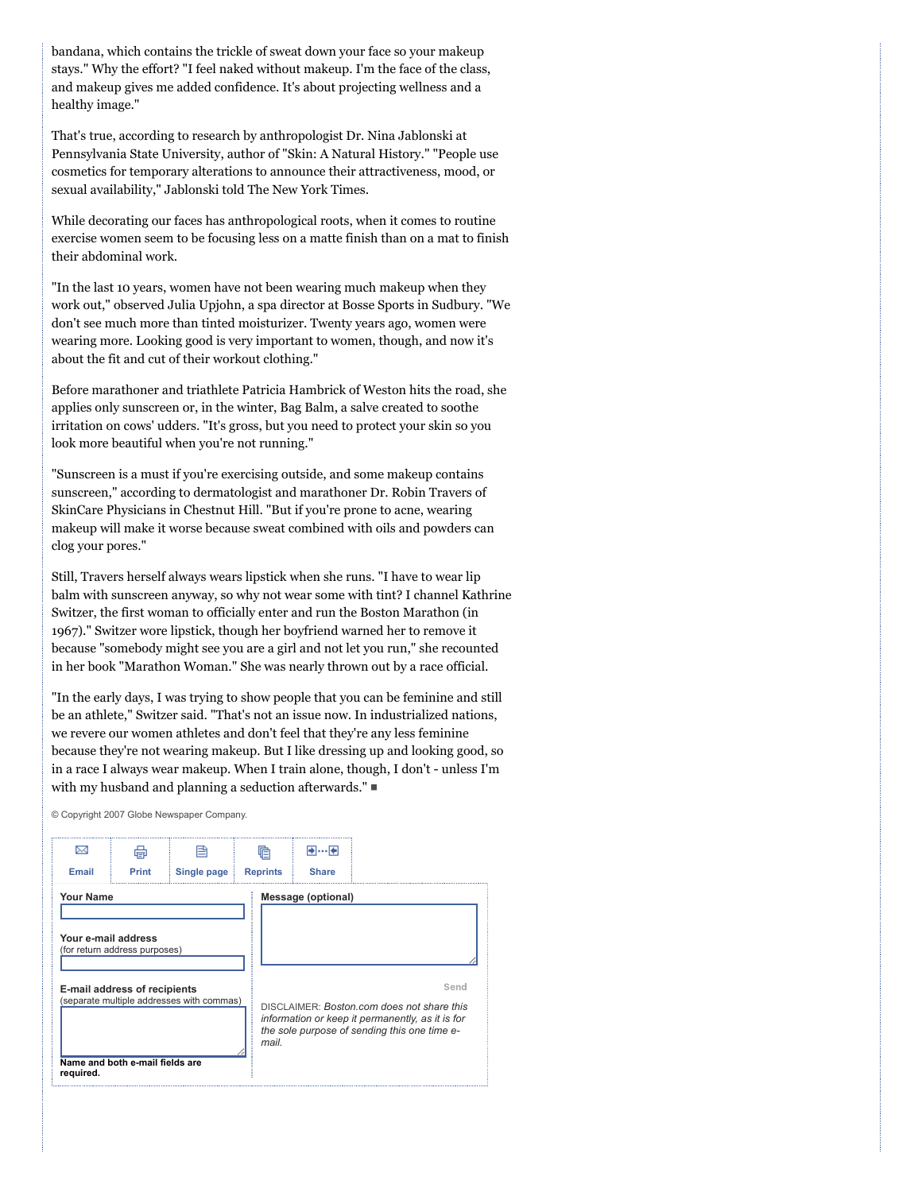bandana, which contains the trickle of sweat down your face so your makeup stays." Why the effort? "I feel naked without makeup. I'm the face of the class, and makeup gives me added confidence. It's about projecting wellness and a healthy image."

That's true, according to research by anthropologist Dr. Nina Jablonski at Pennsylvania State University, author of "Skin: A Natural History." "People use cosmetics for temporary alterations to announce their attractiveness, mood, or sexual availability," Jablonski told The New York Times.

While decorating our faces has anthropological roots, when it comes to routine exercise women seem to be focusing less on a matte finish than on a mat to finish their abdominal work.

"In the last 10 years, women have not been wearing much makeup when they work out," observed Julia Upjohn, a spa director at Bosse Sports in Sudbury. "We don't see much more than tinted moisturizer. Twenty years ago, women were wearing more. Looking good is very important to women, though, and now it's about the fit and cut of their workout clothing."

Before marathoner and triathlete Patricia Hambrick of Weston hits the road, she applies only sunscreen or, in the winter, Bag Balm, a salve created to soothe irritation on cows' udders. "It's gross, but you need to protect your skin so you look more beautiful when you're not running."

"Sunscreen is a must if you're exercising outside, and some makeup contains sunscreen," according to dermatologist and marathoner Dr. Robin Travers of SkinCare Physicians in Chestnut Hill. "But if you're prone to acne, wearing makeup will make it worse because sweat combined with oils and powders can clog your pores."

Still, Travers herself always wears lipstick when she runs. "I have to wear lip balm with sunscreen anyway, so why not wear some with tint? I channel Kathrine Switzer, the first woman to officially enter and run the Boston Marathon (in 1967)." Switzer wore lipstick, though her boyfriend warned her to remove it because "somebody might see you are a girl and not let you run," she recounted in her book "Marathon Woman." She was nearly thrown out by a race official.

"In the early days, I was trying to show people that you can be feminine and still be an athlete," Switzer said. "That's not an issue now. In industrialized nations, we revere our women athletes and don't feel that they're any less feminine because they're not wearing makeup. But I like dressing up and looking good, so in a race I always wear makeup. When I train alone, though, I don't - unless I'm with my husband and planning a seduction afterwards." ■

© Copyright 2007 Globe Newspaper Company.

Email | Print | Single page | Reprints | Share

**Your Name**

**Your e-mail address**
(for return address purposes)

**E-mail address of recipients**
(separate multiple addresses with commas)

**Name and both e-mail fields are required.**

**Message (optional)**

Send

DISCLAIMER: *Boston.com does not share this information or keep it permanently, as it is for the sole purpose of sending this one time e-mail.*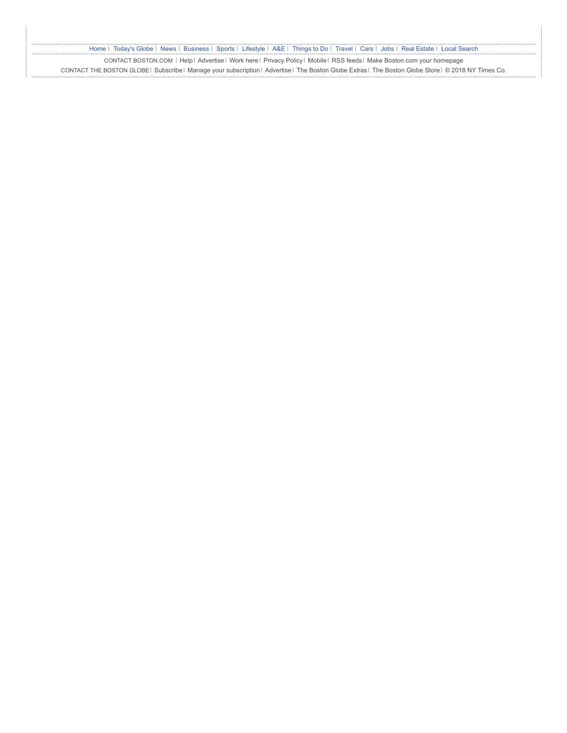Home | Today's Globe | News | Business | Sports | Lifestyle | A&E | Things to Do | Travel | Cars | Jobs | Real Estate | Local Search

CONTACT BOSTON.COM | Help | Advertise | Work here | Privacy Policy | Mobile | RSS feeds | Make Boston.com your homepage

CONTACT THE BOSTON GLOBE | Subscribe | Manage your subscription | Advertise | The Boston Globe Extras | The Boston Globe Store | © 2018 NY Times Co.